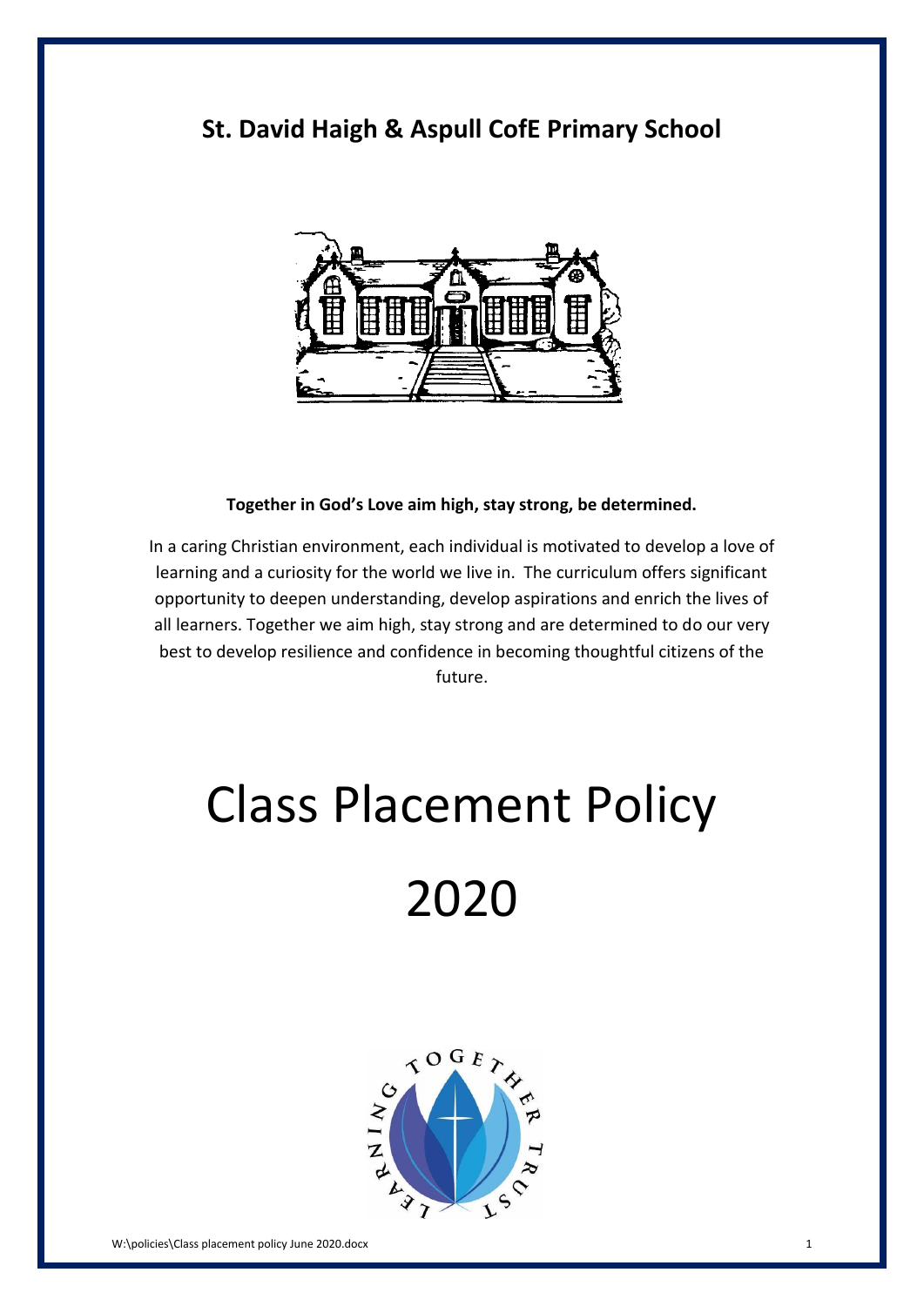**St. David Haigh & Aspull CofE Primary School**

**Together in God's Love aim high, stay strong, be determined.**

In a caring Christian environment, each individual is motivated to develop a love of learning and a curiosity for the world we live in. The curriculum offers significant opportunity to deepen understanding, develop aspirations and enrich the lives of all learners. Together we aim high, stay strong and are determined to do our very best to develop resilience and confidence in becoming thoughtful citizens of the future.

# Class Placement Policy

# 2020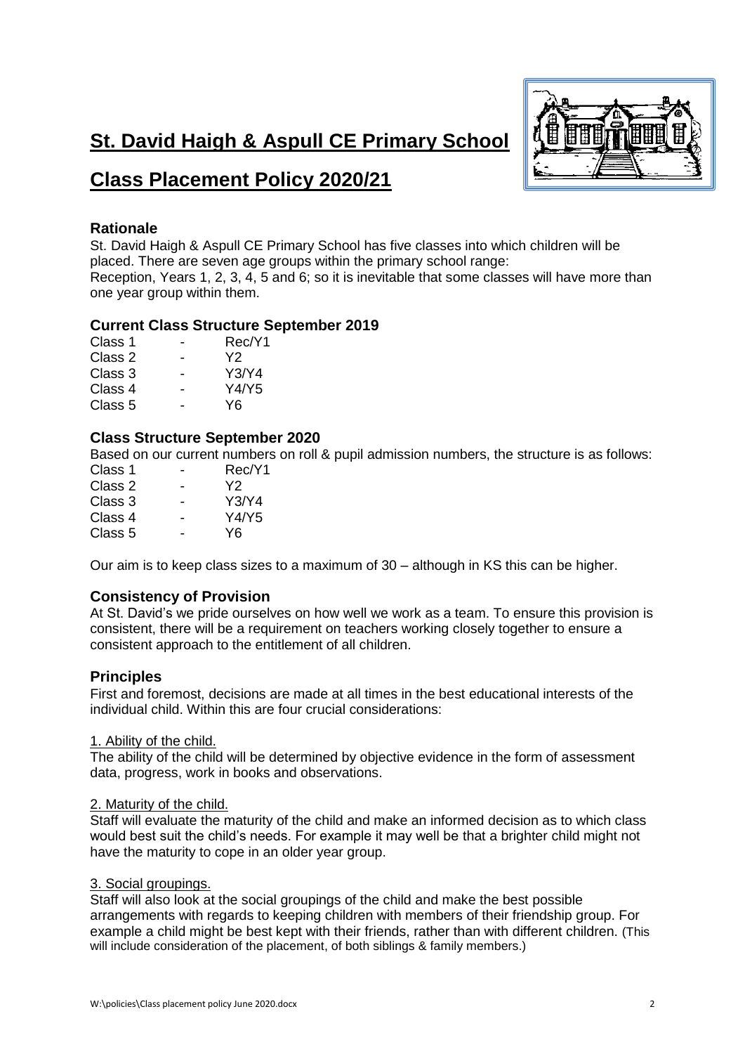# St. David Haigh & Aspull CE Primary School

# Class Placement Policy 2020/21

## Rationale

St. David Haigh & Aspull CE Primary School has five classes into which children will be placed. There are seven age groups within the primary school range:
Reception, Years 1, 2, 3, 4, 5 and 6; so it is inevitable that some classes will have more than one year group within them.

## Current Class Structure September 2019

| | | |
|---|---|---|
| Class 1 | - | Rec/Y1 |
| Class 2 | - | Y2 |
| Class 3 | - | Y3/Y4 |
| Class 4 | - | Y4/Y5 |
| Class 5 | - | Y6 |

## Class Structure September 2020

Based on our current numbers on roll & pupil admission numbers, the structure is as follows:

| | | |
|---|---|---|
| Class 1 | - | Rec/Y1 |
| Class 2 | - | Y2 |
| Class 3 | - | Y3/Y4 |
| Class 4 | - | Y4/Y5 |
| Class 5 | - | Y6 |

Our aim is to keep class sizes to a maximum of 30 – although in KS this can be higher.

## Consistency of Provision

At St. David's we pride ourselves on how well we work as a team. To ensure this provision is consistent, there will be a requirement on teachers working closely together to ensure a consistent approach to the entitlement of all children.

## Principles

First and foremost, decisions are made at all times in the best educational interests of the individual child. Within this are four crucial considerations:

1. Ability of the child.

The ability of the child will be determined by objective evidence in the form of assessment data, progress, work in books and observations.

2. Maturity of the child.

Staff will evaluate the maturity of the child and make an informed decision as to which class would best suit the child's needs. For example it may well be that a brighter child might not have the maturity to cope in an older year group.

3. Social groupings.

Staff will also look at the social groupings of the child and make the best possible arrangements with regards to keeping children with members of their friendship group. For example a child might be best kept with their friends, rather than with different children. (This will include consideration of the placement, of both siblings & family members.)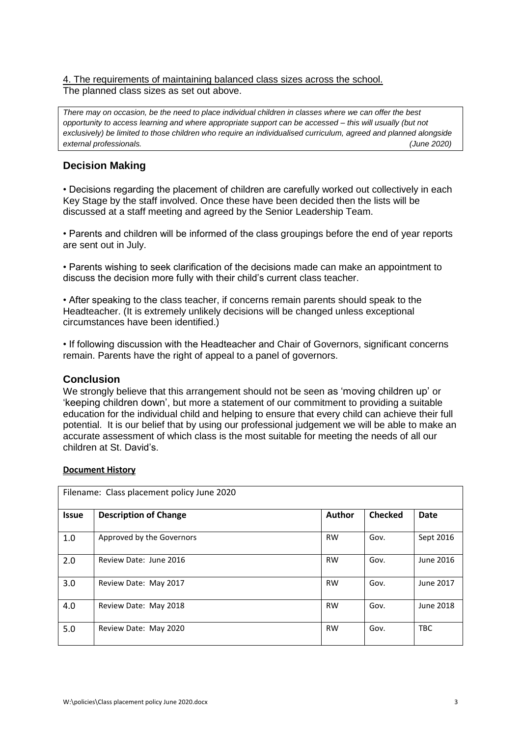4. The requirements of maintaining balanced class sizes across the school.

The planned class sizes as set out above.

> *There may on occasion, be the need to place individual children in classes where we can offer the best opportunity to access learning and where appropriate support can be accessed – this will usually (but not exclusively) be limited to those children who require an individualised curriculum, agreed and planned alongside external professionals. (June 2020)*

## Decision Making

• Decisions regarding the placement of children are carefully worked out collectively in each Key Stage by the staff involved. Once these have been decided then the lists will be discussed at a staff meeting and agreed by the Senior Leadership Team.

• Parents and children will be informed of the class groupings before the end of year reports are sent out in July.

• Parents wishing to seek clarification of the decisions made can make an appointment to discuss the decision more fully with their child's current class teacher.

• After speaking to the class teacher, if concerns remain parents should speak to the Headteacher. (It is extremely unlikely decisions will be changed unless exceptional circumstances have been identified.)

• If following discussion with the Headteacher and Chair of Governors, significant concerns remain. Parents have the right of appeal to a panel of governors.

## Conclusion

We strongly believe that this arrangement should not be seen as 'moving children up' or 'keeping children down', but more a statement of our commitment to providing a suitable education for the individual child and helping to ensure that every child can achieve their full potential. It is our belief that by using our professional judgement we will be able to make an accurate assessment of which class is the most suitable for meeting the needs of all our children at St. David's.

**Document History**

Filename: Class placement policy June 2020

| Issue | Description of Change | Author | Checked | Date |
|---|---|---|---|---|
| 1.0 | Approved by the Governors | RW | Gov. | Sept 2016 |
| 2.0 | Review Date: June 2016 | RW | Gov. | June 2016 |
| 3.0 | Review Date: May 2017 | RW | Gov. | June 2017 |
| 4.0 | Review Date: May 2018 | RW | Gov. | June 2018 |
| 5.0 | Review Date: May 2020 | RW | Gov. | TBC |

W:\policies\Class placement policy June 2020.docx